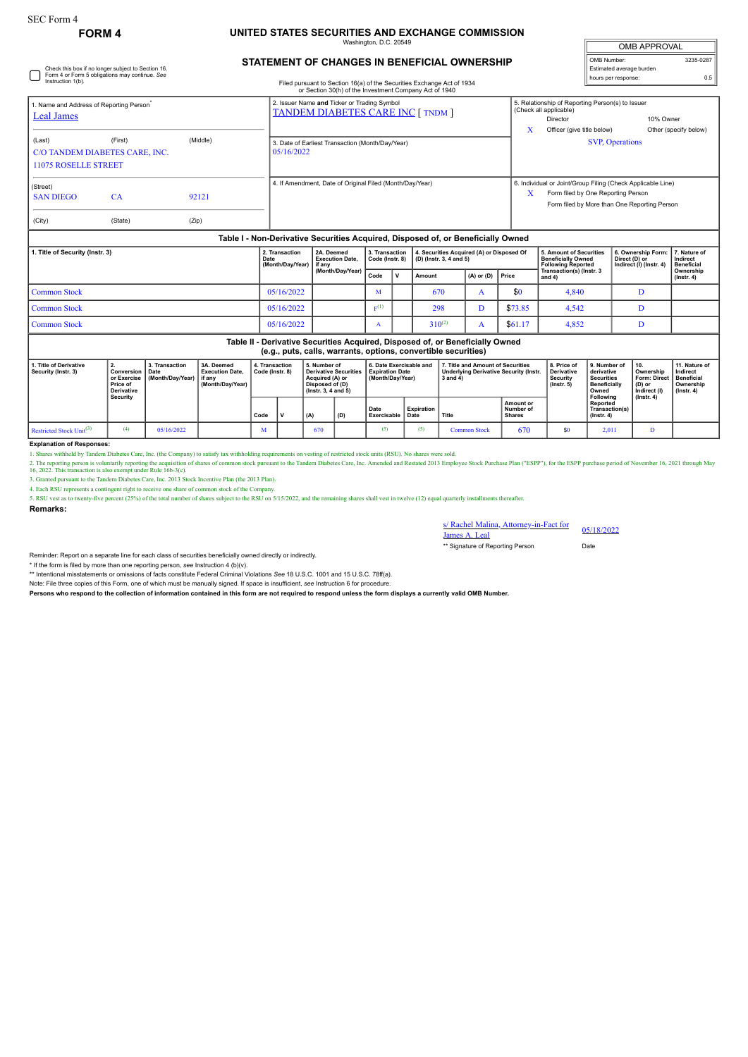SEC Form 4

**FORM 4**

# UNITED STATES SECURITIES AND EXCHANGE COMMISSION

Washington, D.C. 20549

## STATEMENT OF CHANGES IN BENEFICIAL OWNERSHIP

Filed pursuant to Section 16(a) of the Securities Exchange Act of 1934 or Section 30(h) of the Investment Company Act of 1940

| OMB APPROVAL | |
|---|---|
| OMB Number: | 3235-0287 |
| Estimated average burden | |
| hours per response: | 0.5 |

☐ Check this box if no longer subject to Section 16. Form 4 or Form 5 obligations may continue. *See* Instruction 1(b).

1. Name and Address of Reporting Person*
Leal James

(Last) (First) (Middle)
C/O TANDEM DIABETES CARE, INC.
11075 ROSELLE STREET

(Street)
SAN DIEGO CA 92121

(City) (State) (Zip)

2. Issuer Name and Ticker or Trading Symbol
TANDEM DIABETES CARE INC [ TNDM ]

3. Date of Earliest Transaction (Month/Day/Year)
05/16/2022

4. If Amendment, Date of Original Filed (Month/Day/Year)

5. Relationship of Reporting Person(s) to Issuer (Check all applicable)
Director
10% Owner
X Officer (give title below)
Other (specify below)
SVP, Operations

6. Individual or Joint/Group Filing (Check Applicable Line)
X Form filed by One Reporting Person
Form filed by More than One Reporting Person

### Table I - Non-Derivative Securities Acquired, Disposed of, or Beneficially Owned

| 1. Title of Security (Instr. 3) | 2. Transaction Date (Month/Day/Year) | 2A. Deemed Execution Date, if any (Month/Day/Year) | 3. Transaction Code (Instr. 8) | | 4. Securities Acquired (A) or Disposed Of (D) (Instr. 3, 4 and 5) | | | 5. Amount of Securities Beneficially Owned Following Reported Transaction(s) (Instr. 3 and 4) | 6. Ownership Form: Direct (D) or Indirect (I) (Instr. 4) | 7. Nature of Indirect Beneficial Ownership (Instr. 4) |
|---|---|---|---|---|---|---|---|---|---|---|
| | | | Code | V | Amount | (A) or (D) | Price | | | |
| Common Stock | 05/16/2022 | | M | | 670 | A | $0 | 4,840 | D | |
| Common Stock | 05/16/2022 | | F[(1)] | | 298 | D | $73.85 | 4,542 | D | |
| Common Stock | 05/16/2022 | | A | | 310[(2)] | A | $61.17 | 4,852 | D | |

### Table II - Derivative Securities Acquired, Disposed of, or Beneficially Owned (e.g., puts, calls, warrants, options, convertible securities)

| 1. Title of Derivative Security (Instr. 3) | 2. Conversion or Exercise Price of Derivative Security | 3. Transaction Date (Month/Day/Year) | 3A. Deemed Execution Date, if any (Month/Day/Year) | 4. Transaction Code (Instr. 8) | | 5. Number of Derivative Securities Acquired (A) or Disposed of (D) (Instr. 3, 4 and 5) | | 6. Date Exercisable and Expiration Date (Month/Day/Year) | | 7. Title and Amount of Securities Underlying Derivative Security (Instr. 3 and 4) | | 8. Price of Derivative Security (Instr. 5) | 9. Number of derivative Securities Beneficially Owned Following Reported Transaction(s) (Instr. 4) | 10. Ownership Form: Direct (D) or Indirect (I) (Instr. 4) | 11. Nature of Indirect Beneficial Ownership (Instr. 4) |
|---|---|---|---|---|---|---|---|---|---|---|---|---|---|---|---|
| | | | | Code | V | (A) | (D) | Date Exercisable | Expiration Date | Title | Amount or Number of Shares | | | | |
| Restricted Stock Unit[(3)] | (4) | 05/16/2022 | | M | | 670 | | (5) | (5) | Common Stock | 670 | $0 | 2,011 | D | |

**Explanation of Responses:**

1. Shares withheld by Tandem Diabetes Care, Inc. (the Company) to satisfy tax withholding requirements on vesting of restricted stock units (RSU). No shares were sold.

2. The reporting person is voluntarily reporting the acquisition of shares of common stock pursuant to the Tandem Diabetes Care, Inc. Amended and Restated 2013 Employee Stock Purchase Plan ("ESPP"), for the ESPP purchase period of November 16, 2021 through May 16, 2022. This transaction is also exempt under Rule 16b-3(c).

3. Granted pursuant to the Tandem Diabetes Care, Inc. 2013 Stock Incentive Plan (the 2013 Plan).

4. Each RSU represents a contingent right to receive one share of common stock of the Company.

5. RSU vest as to twenty-five percent (25%) of the total number of shares subject to the RSU on 5/15/2022, and the remaining shares shall vest in twelve (12) equal quarterly installments thereafter.

**Remarks:**

s/ Rachel Malina, Attorney-in-Fact for James A. Leal — 05/18/2022

** Signature of Reporting Person — Date

Reminder: Report on a separate line for each class of securities beneficially owned directly or indirectly.

\* If the form is filed by more than one reporting person, *see* Instruction 4 (b)(v).

** Intentional misstatements or omissions of facts constitute Federal Criminal Violations *See* 18 U.S.C. 1001 and 15 U.S.C. 78ff(a).

Note: File three copies of this Form, one of which must be manually signed. If space is insufficient, *see* Instruction 6 for procedure.

**Persons who respond to the collection of information contained in this form are not required to respond unless the form displays a currently valid OMB Number.**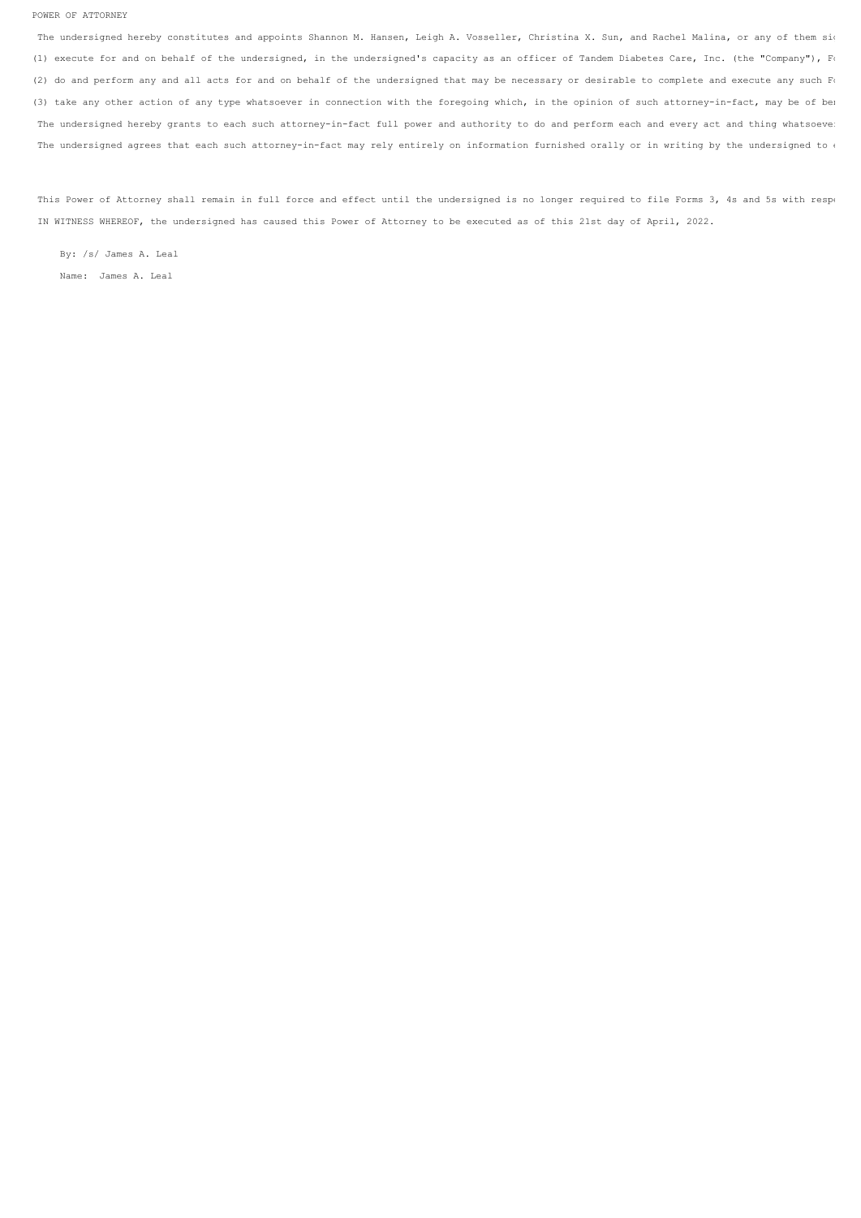POWER OF ATTORNEY

The undersigned hereby constitutes and appoints Shannon M. Hansen, Leigh A. Vosseller, Christina X. Sun, and Rachel Malina, or any of them si

(1) execute for and on behalf of the undersigned, in the undersigned's capacity as an officer of Tandem Diabetes Care, Inc. (the "Company"), F

(2) do and perform any and all acts for and on behalf of the undersigned that may be necessary or desirable to complete and execute any such F

(3) take any other action of any type whatsoever in connection with the foregoing which, in the opinion of such attorney-in-fact, may be of be

The undersigned hereby grants to each such attorney-in-fact full power and authority to do and perform each and every act and thing whatsoeve

The undersigned agrees that each such attorney-in-fact may rely entirely on information furnished orally or in writing by the undersigned to

This Power of Attorney shall remain in full force and effect until the undersigned is no longer required to file Forms 3, 4s and 5s with resp

IN WITNESS WHEREOF, the undersigned has caused this Power of Attorney to be executed as of this 21st day of April, 2022.

By: /s/ James A. Leal

Name: James A. Leal